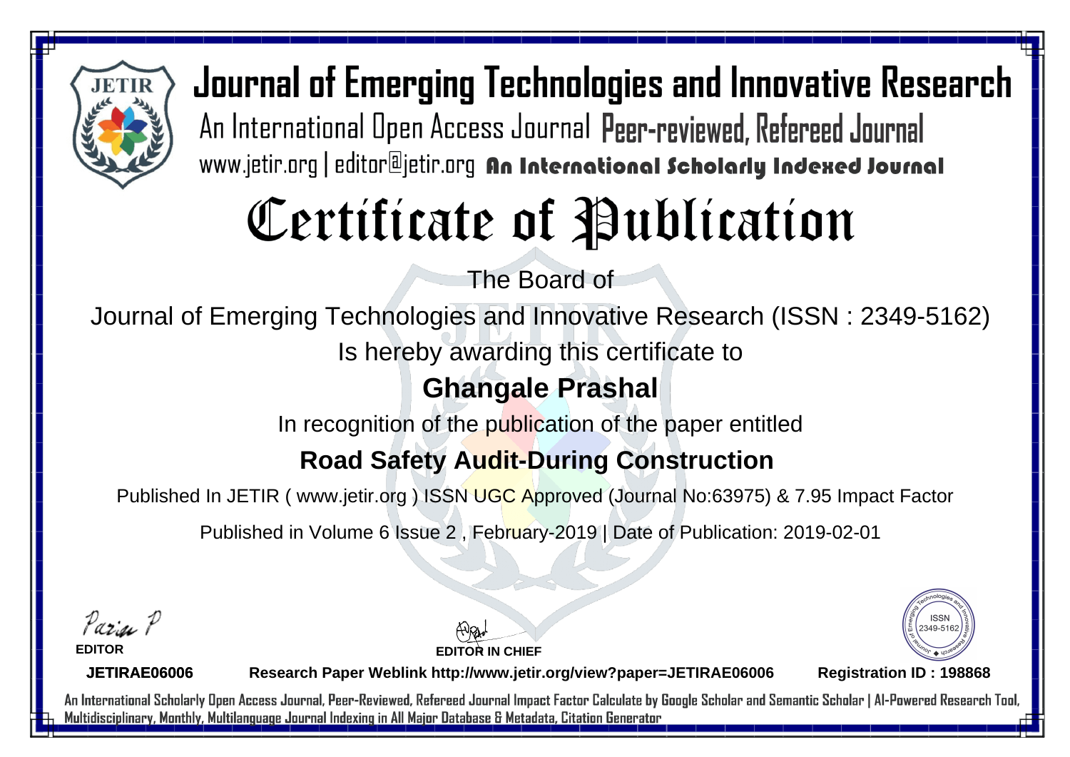# Journal of Emerging Technologies and Innovative Research

An International Open Access Journal Peer-reviewed, Refereed Journal

www.jetir.org | editor@jetir.org An International Scholarly Indexed Journal

# Certificate of Publication

The Board of

Journal of Emerging Technologies and Innovative Research (ISSN : 2349-5162)

Is hereby awarding this certificate to

## Ghangale Prashal

In recognition of the publication of the paper entitled

## Road Safety Audit-During Construction

Published In JETIR ( www.jetir.org ) ISSN UGC Approved (Journal No:63975) & 7.95 Impact Factor

Published in Volume 6 Issue 2 , February-2019 | Date of Publication: 2019-02-01

**EDITOR**

**EDITOR IN CHIEF**

ISSN 2349-5162

**JETIRAE06006** **Research Paper Weblink http://www.jetir.org/view?paper=JETIRAE06006** **Registration ID : 198868**

An International Scholarly Open Access Journal, Peer-Reviewed, Refereed Journal Impact Factor Calculate by Google Scholar and Semantic Scholar | AI-Powered Research Tool, Multidisciplinary, Monthly, Multilanguage Journal Indexing in All Major Database & Metadata, Citation Generator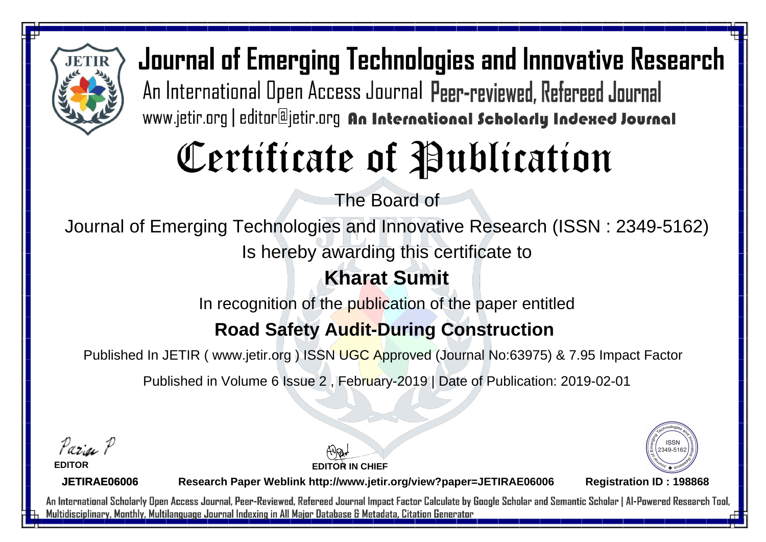# Journal of Emerging Technologies and Innovative Research

An International Open Access Journal Peer-reviewed, Refereed Journal

www.jetir.org | editor@jetir.org **An International Scholarly Indexed Journal**

# Certificate of Publication

The Board of

Journal of Emerging Technologies and Innovative Research (ISSN : 2349-5162)

Is hereby awarding this certificate to

## Kharat Sumit

In recognition of the publication of the paper entitled

## Road Safety Audit-During Construction

Published In JETIR ( www.jetir.org ) ISSN UGC Approved (Journal No:63975) & 7.95 Impact Factor

Published in Volume 6 Issue 2 , February-2019 | Date of Publication: 2019-02-01

**EDITOR**

**EDITOR IN CHIEF**

ISSN 2349-5162

**JETIRAE06006** **Research Paper Weblink http://www.jetir.org/view?paper=JETIRAE06006** **Registration ID : 198868**

An International Scholarly Open Access Journal, Peer-Reviewed, Refereed Journal Impact Factor Calculate by Google Scholar and Semantic Scholar | AI-Powered Research Tool, Multidisciplinary, Monthly, Multilanguage Journal Indexing in All Major Database & Metadata, Citation Generator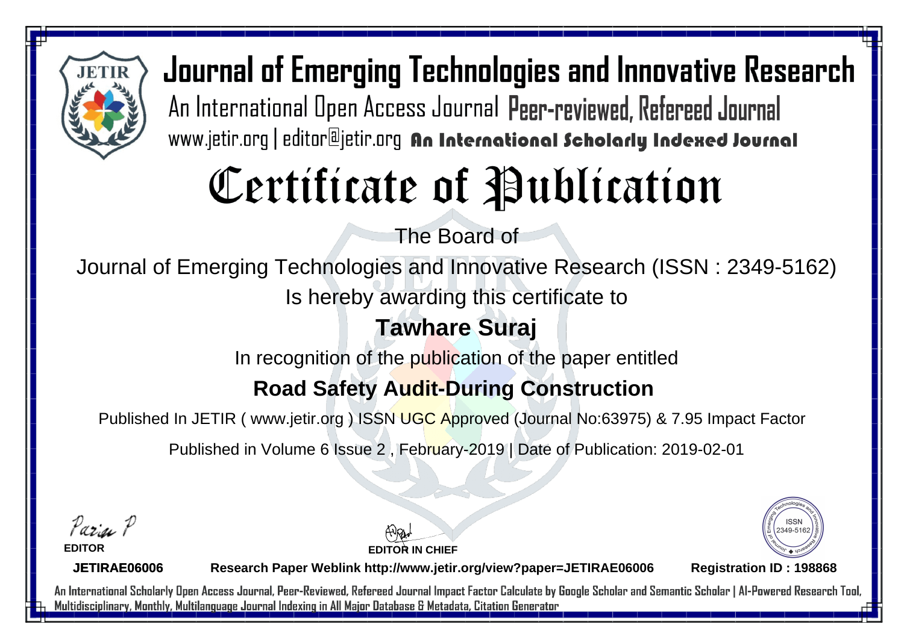# Journal of Emerging Technologies and Innovative Research

An International Open Access Journal Peer-reviewed, Refereed Journal

www.jetir.org | editor@jetir.org An International Scholarly Indexed Journal

# Certificate of Publication

The Board of

Journal of Emerging Technologies and Innovative Research (ISSN : 2349-5162)

Is hereby awarding this certificate to

**Tawhare Suraj**

In recognition of the publication of the paper entitled

**Road Safety Audit-During Construction**

Published In JETIR ( www.jetir.org ) ISSN UGC Approved (Journal No:63975) & 7.95 Impact Factor

Published in Volume 6 Issue 2 , February-2019 | Date of Publication: 2019-02-01

EDITOR

EDITOR IN CHIEF

ISSN 2349-5162

**JETIRAE06006** **Research Paper Weblink http://www.jetir.org/view?paper=JETIRAE06006** **Registration ID : 198868**

An International Scholarly Open Access Journal, Peer-Reviewed, Refereed Journal Impact Factor Calculate by Google Scholar and Semantic Scholar | AI-Powered Research Tool, Multidisciplinary, Monthly, Multilanguage Journal Indexing in All Major Database & Metadata, Citation Generator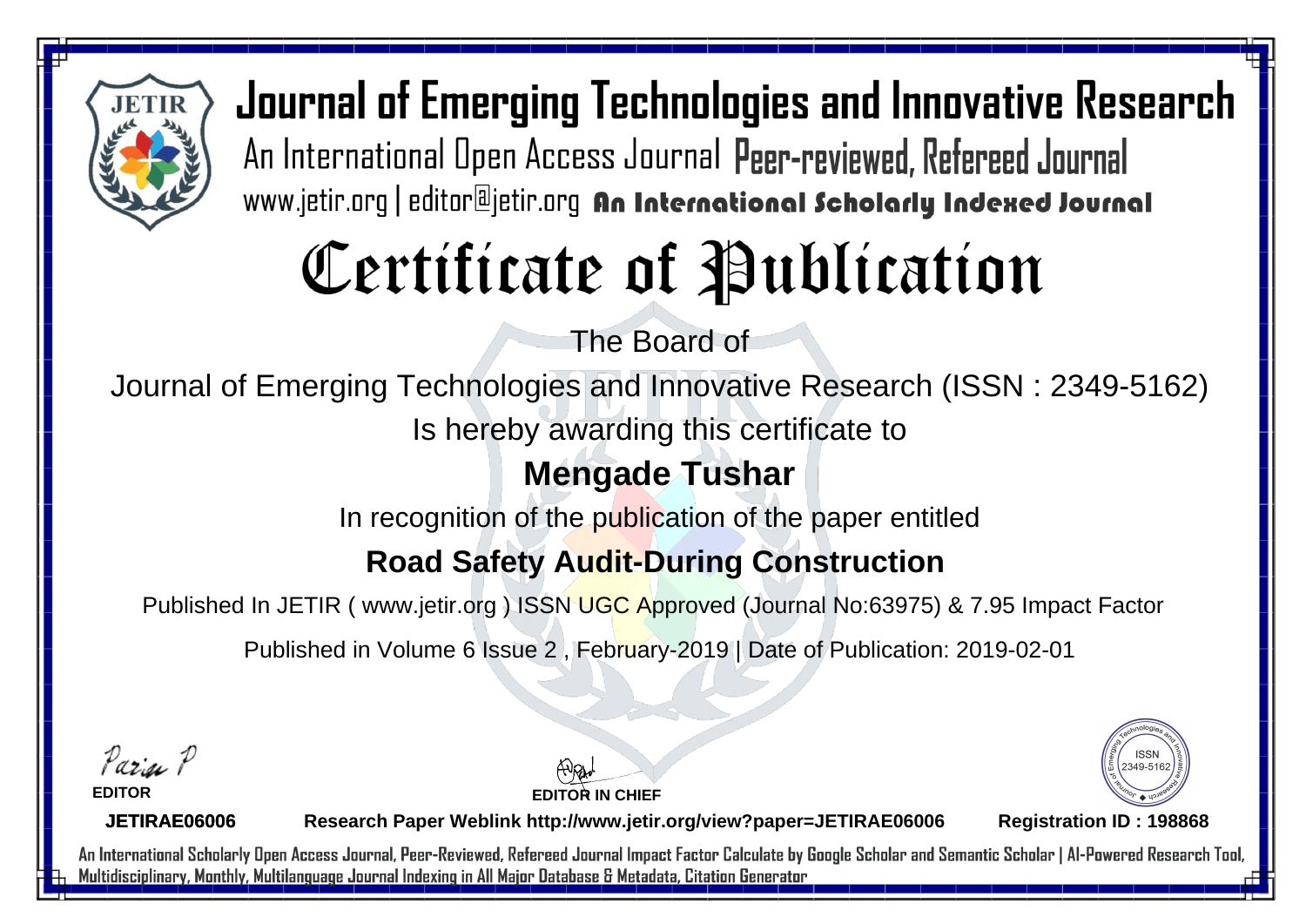# Journal of Emerging Technologies and Innovative Research

An International Open Access Journal Peer-reviewed, Refereed Journal

www.jetir.org | editor@jetir.org **An International Scholarly Indexed Journal**

# Certificate of Publication

The Board of

Journal of Emerging Technologies and Innovative Research (ISSN : 2349-5162)

Is hereby awarding this certificate to

## Mengade Tushar

In recognition of the publication of the paper entitled

## Road Safety Audit-During Construction

Published In JETIR ( www.jetir.org ) ISSN UGC Approved (Journal No:63975) & 7.95 Impact Factor

Published in Volume 6 Issue 2 , February-2019 | Date of Publication: 2019-02-01

**EDITOR**

**EDITOR IN CHIEF**

ISSN 2349-5162

**JETIRAE06006** **Research Paper Weblink http://www.jetir.org/view?paper=JETIRAE06006** **Registration ID : 198868**

An International Scholarly Open Access Journal, Peer-Reviewed, Refereed Journal Impact Factor Calculate by Google Scholar and Semantic Scholar | AI-Powered Research Tool, Multidisciplinary, Monthly, Multilanguage Journal Indexing in All Major Database & Metadata, Citation Generator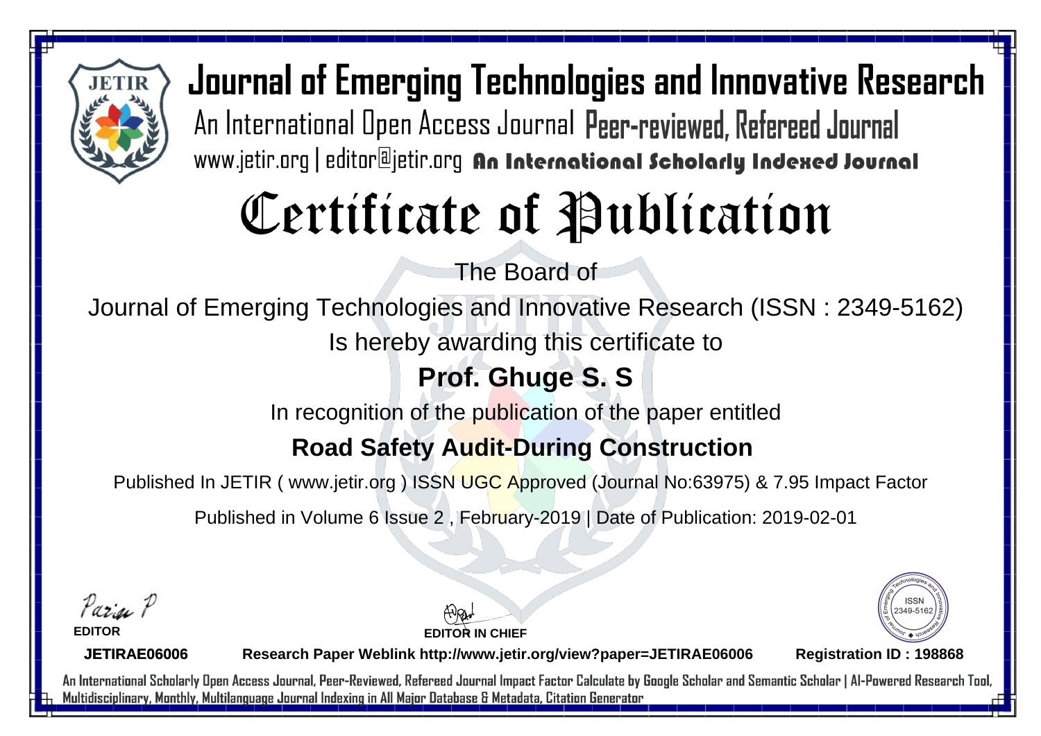# Journal of Emerging Technologies and Innovative Research

An International Open Access Journal Peer-reviewed, Refereed Journal

www.jetir.org | editor@jetir.org **An International Scholarly Indexed Journal**

# Certificate of Publication

The Board of

Journal of Emerging Technologies and Innovative Research (ISSN : 2349-5162)

Is hereby awarding this certificate to

## Prof. Ghuge S. S

In recognition of the publication of the paper entitled

## Road Safety Audit-During Construction

Published In JETIR ( www.jetir.org ) ISSN UGC Approved (Journal No:63975) & 7.95 Impact Factor

Published in Volume 6 Issue 2 , February-2019 | Date of Publication: 2019-02-01

**EDITOR**

**EDITOR IN CHIEF**

ISSN 2349-5162

**JETIRAE06006** **Research Paper Weblink http://www.jetir.org/view?paper=JETIRAE06006** **Registration ID : 198868**

An International Scholarly Open Access Journal, Peer-Reviewed, Refereed Journal Impact Factor Calculate by Google Scholar and Semantic Scholar | AI-Powered Research Tool, Multidisciplinary, Monthly, Multilanguage Journal Indexing in All Major Database & Metadata, Citation Generator